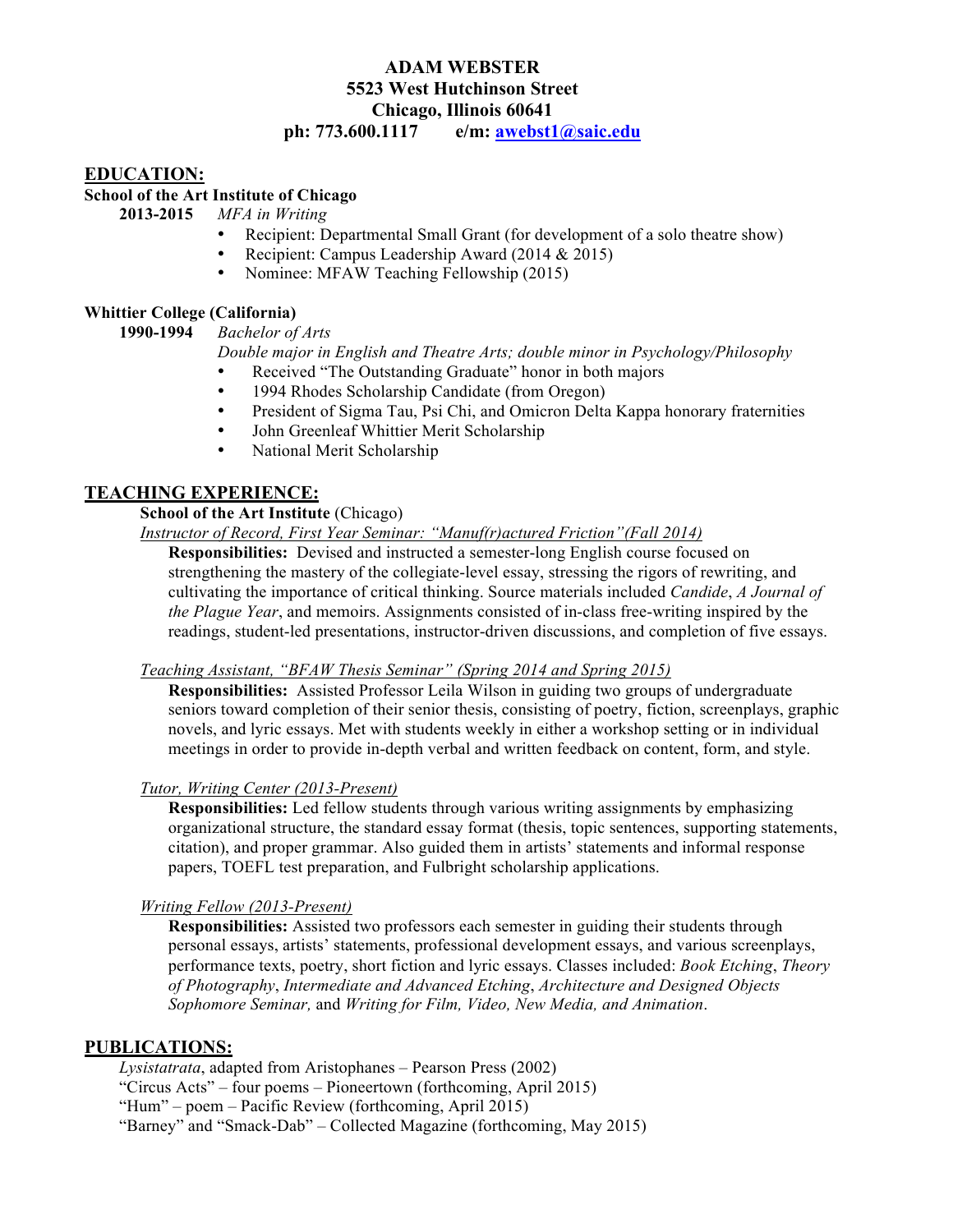# ADAM WEBSTER

**5523 West Hutchinson Street**
**Chicago, Illinois 60641**
**ph: 773.600.1117 e/m: awebst1@saic.edu**

## EDUCATION:

**School of the Art Institute of Chicago**

**2013-2015** *MFA in Writing*

- Recipient: Departmental Small Grant (for development of a solo theatre show)
- Recipient: Campus Leadership Award (2014 & 2015)
- Nominee: MFAW Teaching Fellowship (2015)

**Whittier College (California)**

**1990-1994** *Bachelor of Arts*

*Double major in English and Theatre Arts; double minor in Psychology/Philosophy*

- Received "The Outstanding Graduate" honor in both majors
- 1994 Rhodes Scholarship Candidate (from Oregon)
- President of Sigma Tau, Psi Chi, and Omicron Delta Kappa honorary fraternities
- John Greenleaf Whittier Merit Scholarship
- National Merit Scholarship

## TEACHING EXPERIENCE:

**School of the Art Institute** (Chicago)

*Instructor of Record, First Year Seminar: "Manuf(r)actured Friction"(Fall 2014)*

**Responsibilities:** Devised and instructed a semester-long English course focused on strengthening the mastery of the collegiate-level essay, stressing the rigors of rewriting, and cultivating the importance of critical thinking. Source materials included *Candide*, *A Journal of the Plague Year*, and memoirs. Assignments consisted of in-class free-writing inspired by the readings, student-led presentations, instructor-driven discussions, and completion of five essays.

*Teaching Assistant, "BFAW Thesis Seminar" (Spring 2014 and Spring 2015)*

**Responsibilities:** Assisted Professor Leila Wilson in guiding two groups of undergraduate seniors toward completion of their senior thesis, consisting of poetry, fiction, screenplays, graphic novels, and lyric essays. Met with students weekly in either a workshop setting or in individual meetings in order to provide in-depth verbal and written feedback on content, form, and style.

*Tutor, Writing Center (2013-Present)*

**Responsibilities:** Led fellow students through various writing assignments by emphasizing organizational structure, the standard essay format (thesis, topic sentences, supporting statements, citation), and proper grammar. Also guided them in artists' statements and informal response papers, TOEFL test preparation, and Fulbright scholarship applications.

*Writing Fellow (2013-Present)*

**Responsibilities:** Assisted two professors each semester in guiding their students through personal essays, artists' statements, professional development essays, and various screenplays, performance texts, poetry, short fiction and lyric essays. Classes included: *Book Etching*, *Theory of Photography*, *Intermediate and Advanced Etching*, *Architecture and Designed Objects Sophomore Seminar,* and *Writing for Film, Video, New Media, and Animation*.

## PUBLICATIONS:

*Lysistatrata*, adapted from Aristophanes – Pearson Press (2002)
"Circus Acts" – four poems – Pioneertown (forthcoming, April 2015)
"Hum" – poem – Pacific Review (forthcoming, April 2015)
"Barney" and "Smack-Dab" – Collected Magazine (forthcoming, May 2015)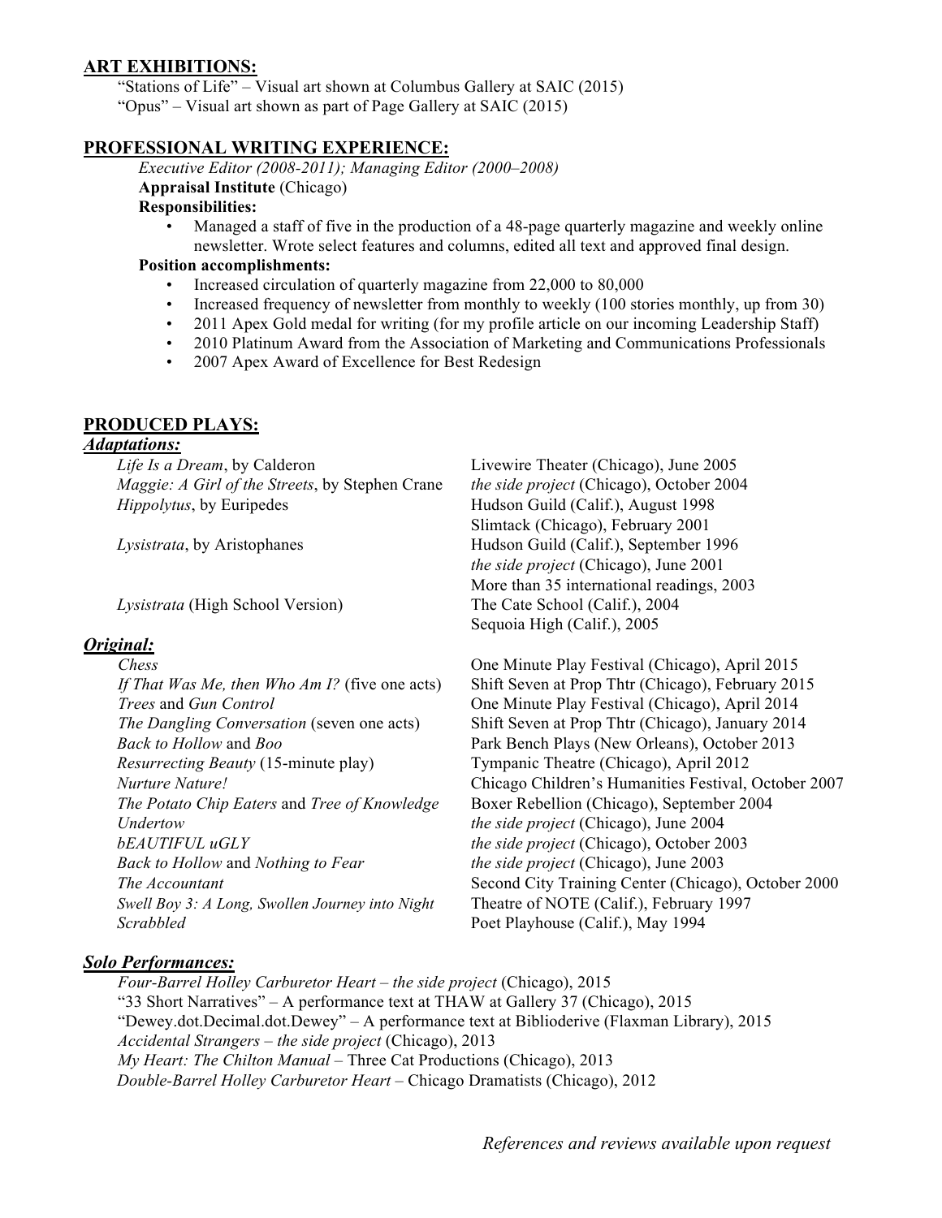## ART EXHIBITIONS:

"Stations of Life" – Visual art shown at Columbus Gallery at SAIC (2015)
"Opus" – Visual art shown as part of Page Gallery at SAIC (2015)

## PROFESSIONAL WRITING EXPERIENCE:

*Executive Editor (2008-2011); Managing Editor (2000–2008)*
**Appraisal Institute** (Chicago)
**Responsibilities:**

- Managed a staff of five in the production of a 48-page quarterly magazine and weekly online newsletter. Wrote select features and columns, edited all text and approved final design.

**Position accomplishments:**

- Increased circulation of quarterly magazine from 22,000 to 80,000
- Increased frequency of newsletter from monthly to weekly (100 stories monthly, up from 30)
- 2011 Apex Gold medal for writing (for my profile article on our incoming Leadership Staff)
- 2010 Platinum Award from the Association of Marketing and Communications Professionals
- 2007 Apex Award of Excellence for Best Redesign

## PRODUCED PLAYS:

### *Adaptations:*

| | |
|---|---|
| *Life Is a Dream*, by Calderon | Livewire Theater (Chicago), June 2005 |
| *Maggie: A Girl of the Streets*, by Stephen Crane | *the side project* (Chicago), October 2004 |
| *Hippolytus*, by Euripedes | Hudson Guild (Calif.), August 1998 |
| | Slimtack (Chicago), February 2001 |
| *Lysistrata*, by Aristophanes | Hudson Guild (Calif.), September 1996 |
| | *the side project* (Chicago), June 2001 |
| | More than 35 international readings, 2003 |
| *Lysistrata* (High School Version) | The Cate School (Calif.), 2004 |
| | Sequoia High (Calif.), 2005 |

### *Original:*

| | |
|---|---|
| *Chess* | One Minute Play Festival (Chicago), April 2015 |
| *If That Was Me, then Who Am I?* (five one acts) | Shift Seven at Prop Thtr (Chicago), February 2015 |
| *Trees* and *Gun Control* | One Minute Play Festival (Chicago), April 2014 |
| *The Dangling Conversation* (seven one acts) | Shift Seven at Prop Thtr (Chicago), January 2014 |
| *Back to Hollow* and *Boo* | Park Bench Plays (New Orleans), October 2013 |
| *Resurrecting Beauty* (15-minute play) | Tympanic Theatre (Chicago), April 2012 |
| *Nurture Nature!* | Chicago Children's Humanities Festival, October 2007 |
| *The Potato Chip Eaters* and *Tree of Knowledge* | Boxer Rebellion (Chicago), September 2004 |
| *Undertow* | *the side project* (Chicago), June 2004 |
| *bEAUTIFUL uGLY* | *the side project* (Chicago), October 2003 |
| *Back to Hollow* and *Nothing to Fear* | *the side project* (Chicago), June 2003 |
| *The Accountant* | Second City Training Center (Chicago), October 2000 |
| *Swell Boy 3: A Long, Swollen Journey into Night* | Theatre of NOTE (Calif.), February 1997 |
| *Scrabbled* | Poet Playhouse (Calif.), May 1994 |

### *Solo Performances:*

*Four-Barrel Holley Carburetor Heart – the side project* (Chicago), 2015
"33 Short Narratives" – A performance text at THAW at Gallery 37 (Chicago), 2015
"Dewey.dot.Decimal.dot.Dewey" – A performance text at Biblioderive (Flaxman Library), 2015
*Accidental Strangers – the side project* (Chicago), 2013
*My Heart: The Chilton Manual* – Three Cat Productions (Chicago), 2013
*Double-Barrel Holley Carburetor Heart* – Chicago Dramatists (Chicago), 2012

*References and reviews available upon request*